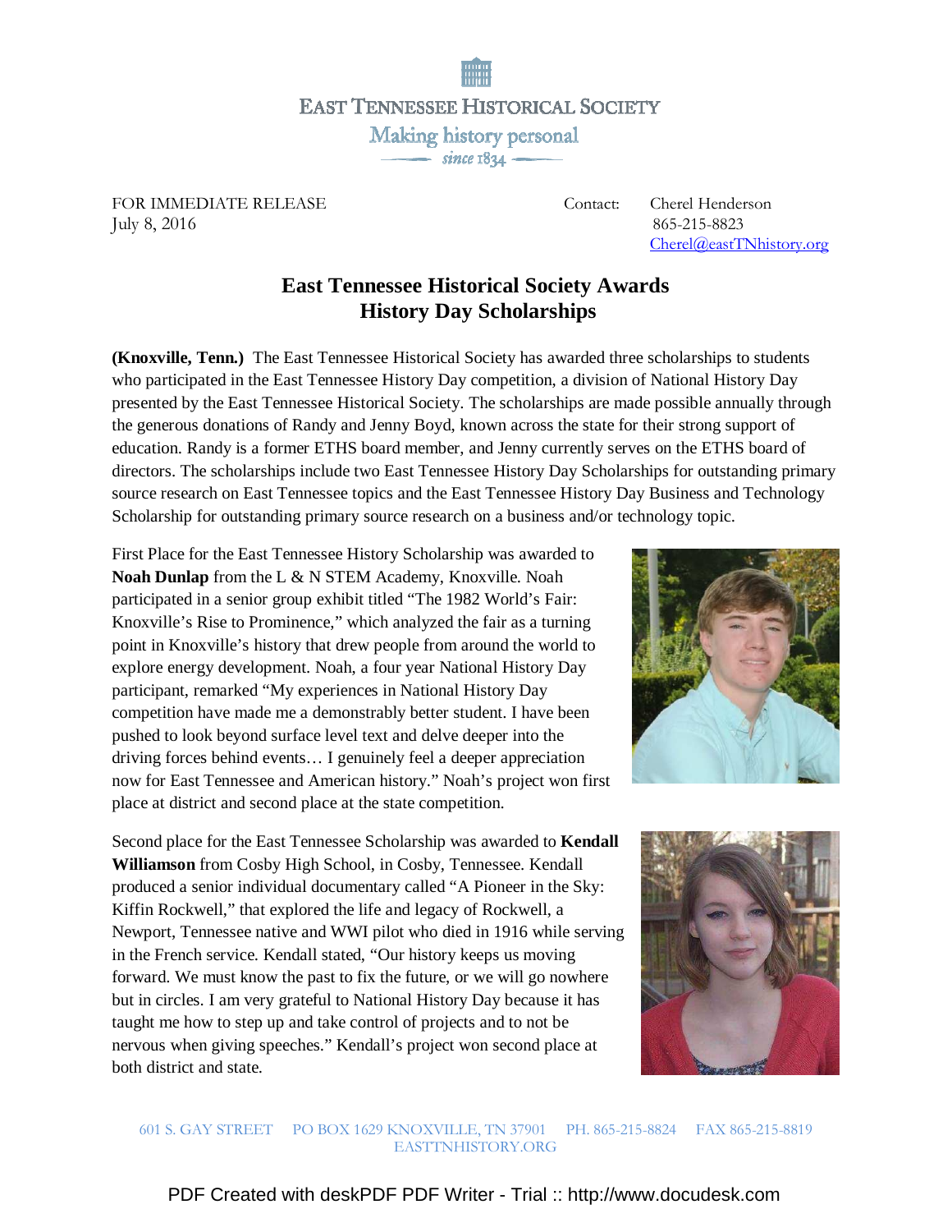EAST TENNESSEE HISTORICAL SOCIETY

Making history personal

since 1834

FOR IMMEDIATE RELEASE
July 8, 2016

Contact: Cherel Henderson
865-215-8823
Cherel@eastTNhistory.org

# East Tennessee Historical Society Awards History Day Scholarships

**(Knoxville, Tenn.)** The East Tennessee Historical Society has awarded three scholarships to students who participated in the East Tennessee History Day competition, a division of National History Day presented by the East Tennessee Historical Society. The scholarships are made possible annually through the generous donations of Randy and Jenny Boyd, known across the state for their strong support of education. Randy is a former ETHS board member, and Jenny currently serves on the ETHS board of directors. The scholarships include two East Tennessee History Day Scholarships for outstanding primary source research on East Tennessee topics and the East Tennessee History Day Business and Technology Scholarship for outstanding primary source research on a business and/or technology topic.

First Place for the East Tennessee History Scholarship was awarded to **Noah Dunlap** from the L & N STEM Academy, Knoxville. Noah participated in a senior group exhibit titled "The 1982 World's Fair: Knoxville's Rise to Prominence," which analyzed the fair as a turning point in Knoxville's history that drew people from around the world to explore energy development. Noah, a four year National History Day participant, remarked "My experiences in National History Day competition have made me a demonstrably better student. I have been pushed to look beyond surface level text and delve deeper into the driving forces behind events… I genuinely feel a deeper appreciation now for East Tennessee and American history." Noah's project won first place at district and second place at the state competition.

Second place for the East Tennessee Scholarship was awarded to **Kendall Williamson** from Cosby High School, in Cosby, Tennessee. Kendall produced a senior individual documentary called "A Pioneer in the Sky: Kiffin Rockwell," that explored the life and legacy of Rockwell, a Newport, Tennessee native and WWI pilot who died in 1916 while serving in the French service. Kendall stated, "Our history keeps us moving forward. We must know the past to fix the future, or we will go nowhere but in circles. I am very grateful to National History Day because it has taught me how to step up and take control of projects and to not be nervous when giving speeches." Kendall's project won second place at both district and state.

601 S. GAY STREET PO BOX 1629 KNOXVILLE, TN 37901 PH. 865-215-8824 FAX 865-215-8819
EASTTNHISTORY.ORG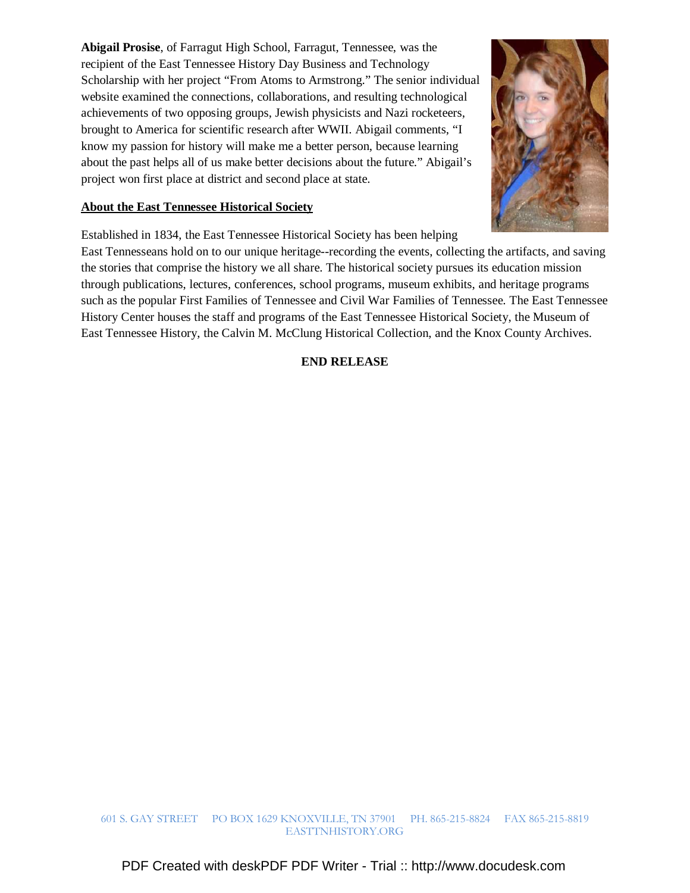**Abigail Prosise**, of Farragut High School, Farragut, Tennessee, was the recipient of the East Tennessee History Day Business and Technology Scholarship with her project "From Atoms to Armstrong." The senior individual website examined the connections, collaborations, and resulting technological achievements of two opposing groups, Jewish physicists and Nazi rocketeers, brought to America for scientific research after WWII. Abigail comments, "I know my passion for history will make me a better person, because learning about the past helps all of us make better decisions about the future." Abigail's project won first place at district and second place at state.

**About the East Tennessee Historical Society**

Established in 1834, the East Tennessee Historical Society has been helping East Tennesseans hold on to our unique heritage--recording the events, collecting the artifacts, and saving the stories that comprise the history we all share. The historical society pursues its education mission through publications, lectures, conferences, school programs, museum exhibits, and heritage programs such as the popular First Families of Tennessee and Civil War Families of Tennessee. The East Tennessee History Center houses the staff and programs of the East Tennessee Historical Society, the Museum of East Tennessee History, the Calvin M. McClung Historical Collection, and the Knox County Archives.

**END RELEASE**

601 S. GAY STREET PO BOX 1629 KNOXVILLE, TN 37901 PH. 865-215-8824 FAX 865-215-8819
EASTTNHISTORY.ORG

PDF Created with deskPDF PDF Writer - Trial :: http://www.docudesk.com